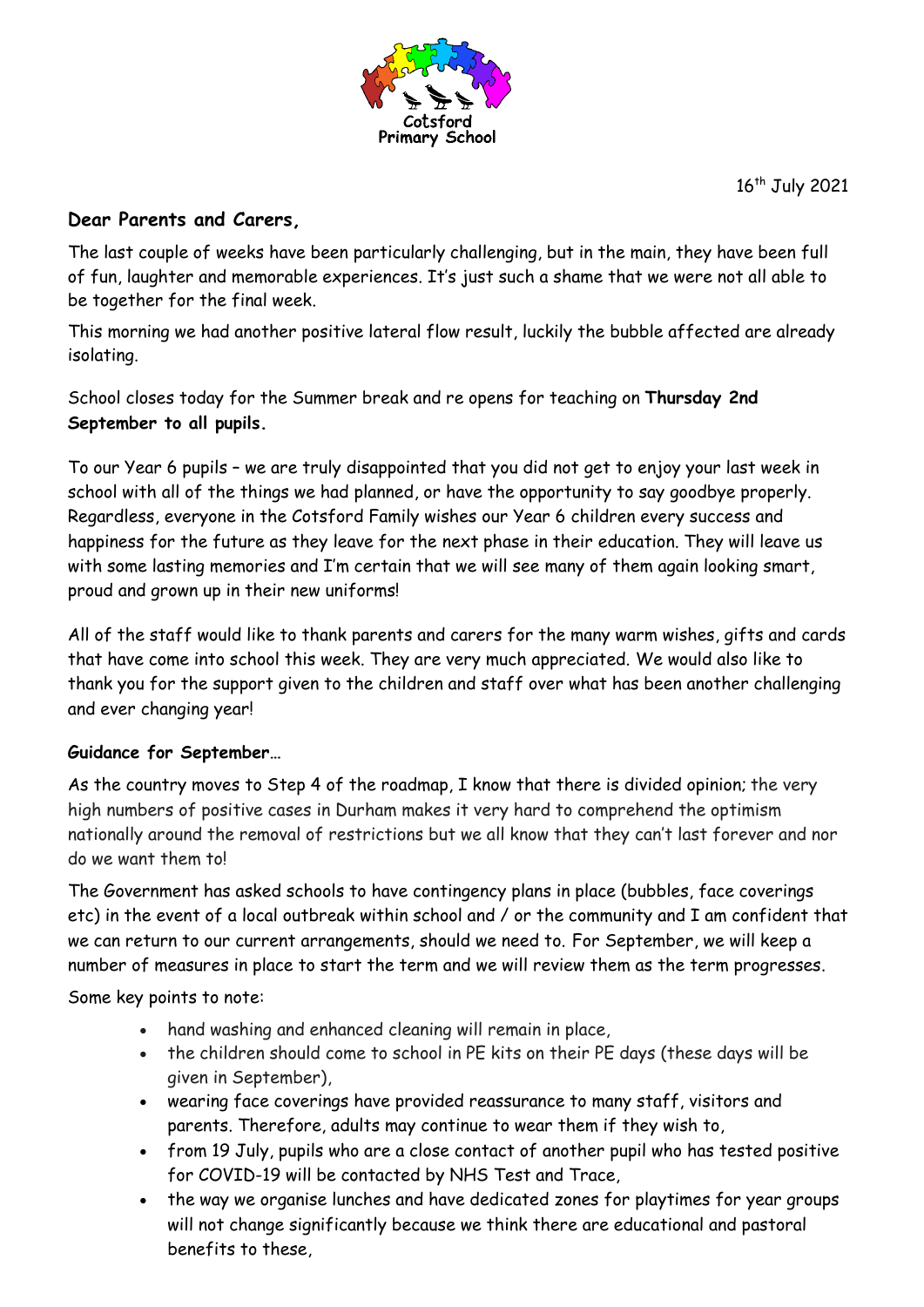Cotsford Primary School

16th July 2021

**Dear Parents and Carers,**

The last couple of weeks have been particularly challenging, but in the main, they have been full of fun, laughter and memorable experiences. It's just such a shame that we were not all able to be together for the final week.

This morning we had another positive lateral flow result, luckily the bubble affected are already isolating.

School closes today for the Summer break and re opens for teaching on **Thursday 2nd September to all pupils.**

To our Year 6 pupils – we are truly disappointed that you did not get to enjoy your last week in school with all of the things we had planned, or have the opportunity to say goodbye properly. Regardless, everyone in the Cotsford Family wishes our Year 6 children every success and happiness for the future as they leave for the next phase in their education. They will leave us with some lasting memories and I'm certain that we will see many of them again looking smart, proud and grown up in their new uniforms!

All of the staff would like to thank parents and carers for the many warm wishes, gifts and cards that have come into school this week. They are very much appreciated. We would also like to thank you for the support given to the children and staff over what has been another challenging and ever changing year!

**Guidance for September…**

As the country moves to Step 4 of the roadmap, I know that there is divided opinion; the very high numbers of positive cases in Durham makes it very hard to comprehend the optimism nationally around the removal of restrictions but we all know that they can't last forever and nor do we want them to!

The Government has asked schools to have contingency plans in place (bubbles, face coverings etc) in the event of a local outbreak within school and / or the community and I am confident that we can return to our current arrangements, should we need to. For September, we will keep a number of measures in place to start the term and we will review them as the term progresses.

Some key points to note:

- hand washing and enhanced cleaning will remain in place,
- the children should come to school in PE kits on their PE days (these days will be given in September),
- wearing face coverings have provided reassurance to many staff, visitors and parents. Therefore, adults may continue to wear them if they wish to,
- from 19 July, pupils who are a close contact of another pupil who has tested positive for COVID-19 will be contacted by NHS Test and Trace,
- the way we organise lunches and have dedicated zones for playtimes for year groups will not change significantly because we think there are educational and pastoral benefits to these,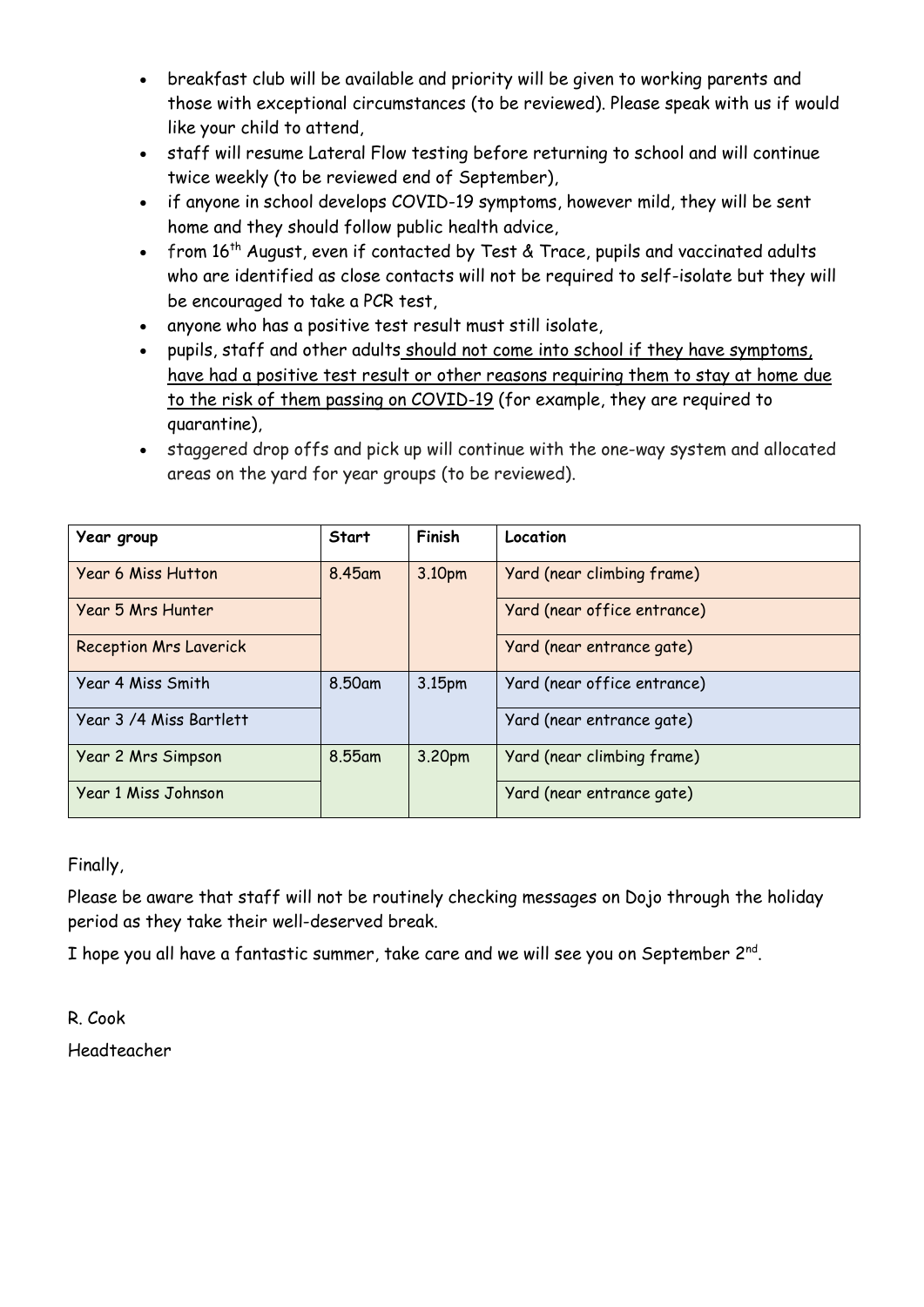- breakfast club will be available and priority will be given to working parents and those with exceptional circumstances (to be reviewed). Please speak with us if would like your child to attend,
- staff will resume Lateral Flow testing before returning to school and will continue twice weekly (to be reviewed end of September),
- if anyone in school develops COVID-19 symptoms, however mild, they will be sent home and they should follow public health advice,
- from 16th August, even if contacted by Test & Trace, pupils and vaccinated adults who are identified as close contacts will not be required to self-isolate but they will be encouraged to take a PCR test,
- anyone who has a positive test result must still isolate,
- pupils, staff and other adults should not come into school if they have symptoms, have had a positive test result or other reasons requiring them to stay at home due to the risk of them passing on COVID-19 (for example, they are required to quarantine),
- staggered drop offs and pick up will continue with the one-way system and allocated areas on the yard for year groups (to be reviewed).

| Year group | Start | Finish | Location |
|---|---|---|---|
| Year 6 Miss Hutton | 8.45am | 3.10pm | Yard (near climbing frame) |
| Year 5 Mrs Hunter | | | Yard (near office entrance) |
| Reception Mrs Laverick | | | Yard (near entrance gate) |
| Year 4 Miss Smith | 8.50am | 3.15pm | Yard (near office entrance) |
| Year 3 /4 Miss Bartlett | | | Yard (near entrance gate) |
| Year 2 Mrs Simpson | 8.55am | 3.20pm | Yard (near climbing frame) |
| Year 1 Miss Johnson | | | Yard (near entrance gate) |

Finally,

Please be aware that staff will not be routinely checking messages on Dojo through the holiday period as they take their well-deserved break.

I hope you all have a fantastic summer, take care and we will see you on September 2nd.

R. Cook

Headteacher